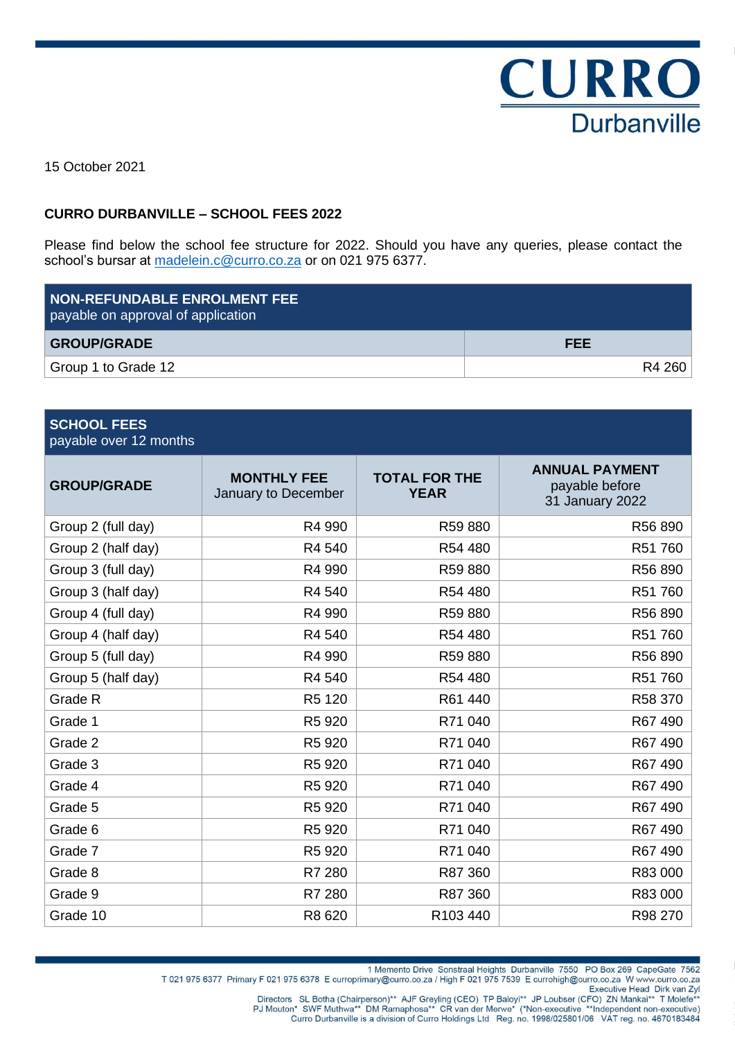CURRO
Durbanville

15 October 2021

**CURRO DURBANVILLE – SCHOOL FEES 2022**

Please find below the school fee structure for 2022. Should you have any queries, please contact the school's bursar at madelein.c@curro.co.za or on 021 975 6377.

| **NON-REFUNDABLE ENROLMENT FEE** payable on approval of application | |
|---|---|
| **GROUP/GRADE** | **FEE** |
| Group 1 to Grade 12 | R4 260 |

| **SCHOOL FEES** payable over 12 months | | | |
|---|---|---|---|
| **GROUP/GRADE** | **MONTHLY FEE** January to December | **TOTAL FOR THE YEAR** | **ANNUAL PAYMENT** payable before 31 January 2022 |
| Group 2 (full day) | R4 990 | R59 880 | R56 890 |
| Group 2 (half day) | R4 540 | R54 480 | R51 760 |
| Group 3 (full day) | R4 990 | R59 880 | R56 890 |
| Group 3 (half day) | R4 540 | R54 480 | R51 760 |
| Group 4 (full day) | R4 990 | R59 880 | R56 890 |
| Group 4 (half day) | R4 540 | R54 480 | R51 760 |
| Group 5 (full day) | R4 990 | R59 880 | R56 890 |
| Group 5 (half day) | R4 540 | R54 480 | R51 760 |
| Grade R | R5 120 | R61 440 | R58 370 |
| Grade 1 | R5 920 | R71 040 | R67 490 |
| Grade 2 | R5 920 | R71 040 | R67 490 |
| Grade 3 | R5 920 | R71 040 | R67 490 |
| Grade 4 | R5 920 | R71 040 | R67 490 |
| Grade 5 | R5 920 | R71 040 | R67 490 |
| Grade 6 | R5 920 | R71 040 | R67 490 |
| Grade 7 | R5 920 | R71 040 | R67 490 |
| Grade 8 | R7 280 | R87 360 | R83 000 |
| Grade 9 | R7 280 | R87 360 | R83 000 |
| Grade 10 | R8 620 | R103 440 | R98 270 |

1 Memento Drive Sonstraal Heights Durbanville 7550 PO Box 269 CapeGate 7562
T 021 975 6377 Primary F 021 975 6378 E curroprimary@curro.co.za / High F 021 975 7539 E currohigh@curro.co.za W www.curro.co.za
Executive Head Dirk van Zyl
Directors SL Botha (Chairperson)** AJF Greyling (CEO) TP Baloyi** JP Loubser (CFO) ZN Mankai** T Molefe** PJ Mouton* SWF Muthwa** DM Ramaphosa** CR van der Merwe* (*Non-executive **Independent non-executive)
Curro Durbanville is a division of Curro Holdings Ltd Reg. no. 1998/025801/06 VAT reg. no. 4670183484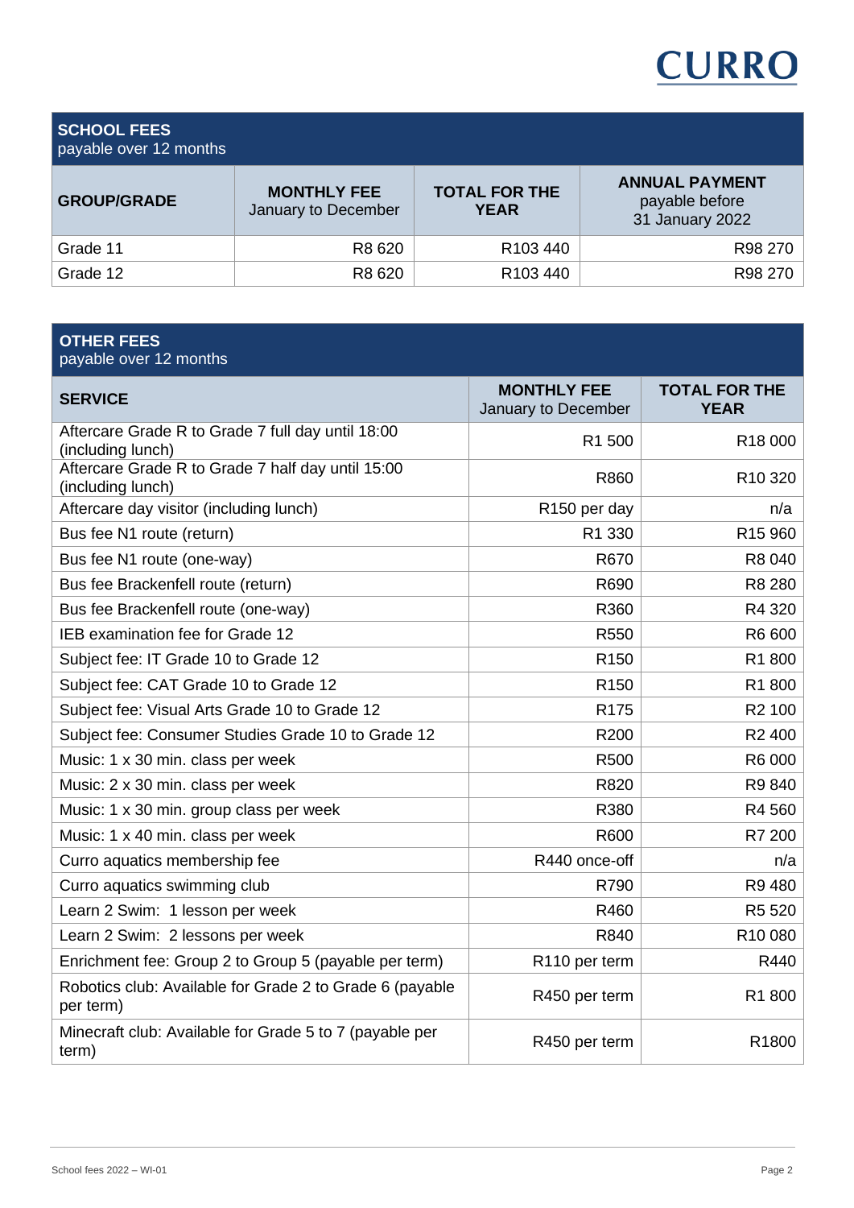**SCHOOL FEES**
payable over 12 months

| GROUP/GRADE | MONTHLY FEE January to December | TOTAL FOR THE YEAR | ANNUAL PAYMENT payable before 31 January 2022 |
|---|---|---|---|
| Grade 11 | R8 620 | R103 440 | R98 270 |
| Grade 12 | R8 620 | R103 440 | R98 270 |

**OTHER FEES**
payable over 12 months

| SERVICE | MONTHLY FEE January to December | TOTAL FOR THE YEAR |
|---|---|---|
| Aftercare Grade R to Grade 7 full day until 18:00 (including lunch) | R1 500 | R18 000 |
| Aftercare Grade R to Grade 7 half day until 15:00 (including lunch) | R860 | R10 320 |
| Aftercare day visitor (including lunch) | R150 per day | n/a |
| Bus fee N1 route (return) | R1 330 | R15 960 |
| Bus fee N1 route (one-way) | R670 | R8 040 |
| Bus fee Brackenfell route (return) | R690 | R8 280 |
| Bus fee Brackenfell route (one-way) | R360 | R4 320 |
| IEB examination fee for Grade 12 | R550 | R6 600 |
| Subject fee: IT Grade 10 to Grade 12 | R150 | R1 800 |
| Subject fee: CAT Grade 10 to Grade 12 | R150 | R1 800 |
| Subject fee: Visual Arts Grade 10 to Grade 12 | R175 | R2 100 |
| Subject fee: Consumer Studies Grade 10 to Grade 12 | R200 | R2 400 |
| Music: 1 x 30 min. class per week | R500 | R6 000 |
| Music: 2 x 30 min. class per week | R820 | R9 840 |
| Music: 1 x 30 min. group class per week | R380 | R4 560 |
| Music: 1 x 40 min. class per week | R600 | R7 200 |
| Curro aquatics membership fee | R440 once-off | n/a |
| Curro aquatics swimming club | R790 | R9 480 |
| Learn 2 Swim: 1 lesson per week | R460 | R5 520 |
| Learn 2 Swim: 2 lessons per week | R840 | R10 080 |
| Enrichment fee: Group 2 to Group 5 (payable per term) | R110 per term | R440 |
| Robotics club: Available for Grade 2 to Grade 6 (payable per term) | R450 per term | R1 800 |
| Minecraft club: Available for Grade 5 to 7 (payable per term) | R450 per term | R1800 |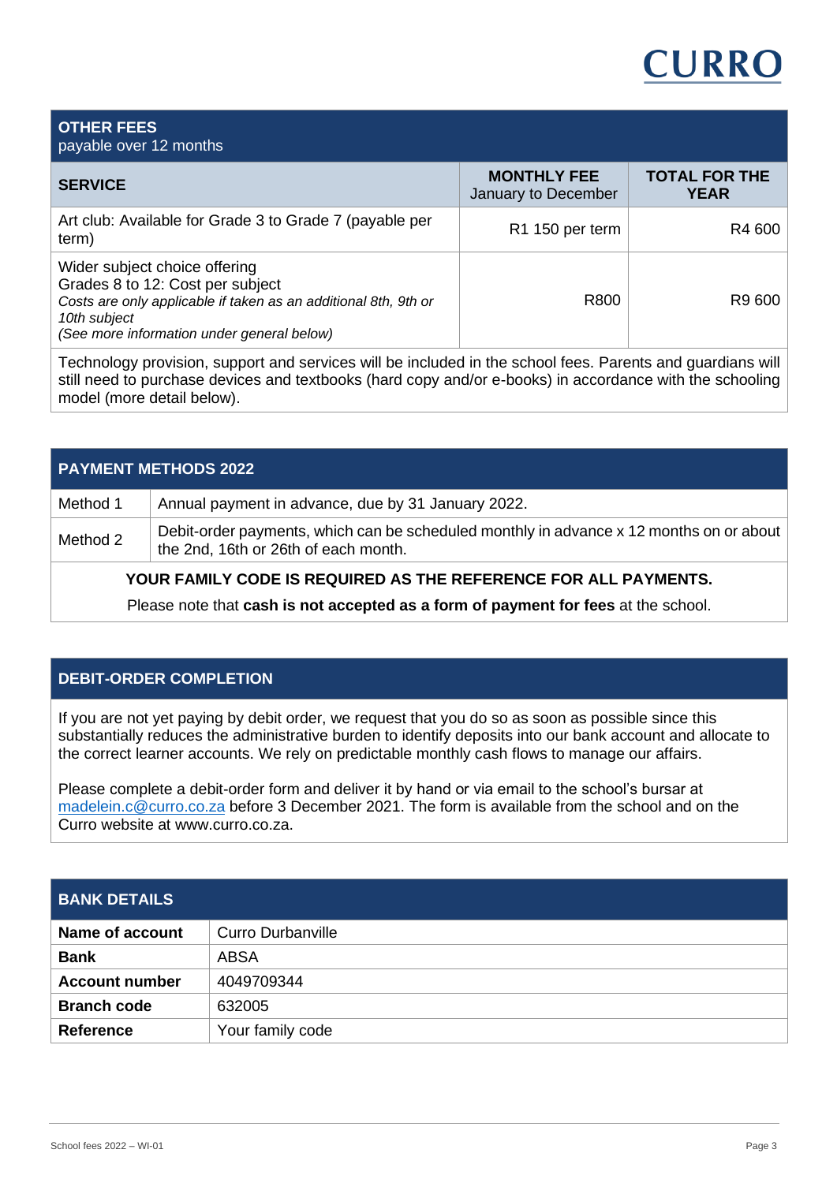CURRO

| **OTHER FEES** payable over 12 months | | |
|---|---|---|
| **SERVICE** | **MONTHLY FEE** January to December | **TOTAL FOR THE YEAR** |
| Art club: Available for Grade 3 to Grade 7 (payable per term) | R1 150 per term | R4 600 |
| Wider subject choice offering Grades 8 to 12: Cost per subject *Costs are only applicable if taken as an additional 8th, 9th or 10th subject (See more information under general below)* | R800 | R9 600 |
| Technology provision, support and services will be included in the school fees. Parents and guardians will still need to purchase devices and textbooks (hard copy and/or e-books) in accordance with the schooling model (more detail below). | | |

| **PAYMENT METHODS 2022** | |
|---|---|
| Method 1 | Annual payment in advance, due by 31 January 2022. |
| Method 2 | Debit-order payments, which can be scheduled monthly in advance x 12 months on or about the 2nd, 16th or 26th of each month. |

**YOUR FAMILY CODE IS REQUIRED AS THE REFERENCE FOR ALL PAYMENTS.**

Please note that **cash is not accepted as a form of payment for fees** at the school.

## DEBIT-ORDER COMPLETION

If you are not yet paying by debit order, we request that you do so as soon as possible since this substantially reduces the administrative burden to identify deposits into our bank account and allocate to the correct learner accounts. We rely on predictable monthly cash flows to manage our affairs.

Please complete a debit-order form and deliver it by hand or via email to the school's bursar at madelein.c@curro.co.za before 3 December 2021. The form is available from the school and on the Curro website at www.curro.co.za.

| **BANK DETAILS** | |
|---|---|
| **Name of account** | Curro Durbanville |
| **Bank** | ABSA |
| **Account number** | 4049709344 |
| **Branch code** | 632005 |
| **Reference** | Your family code |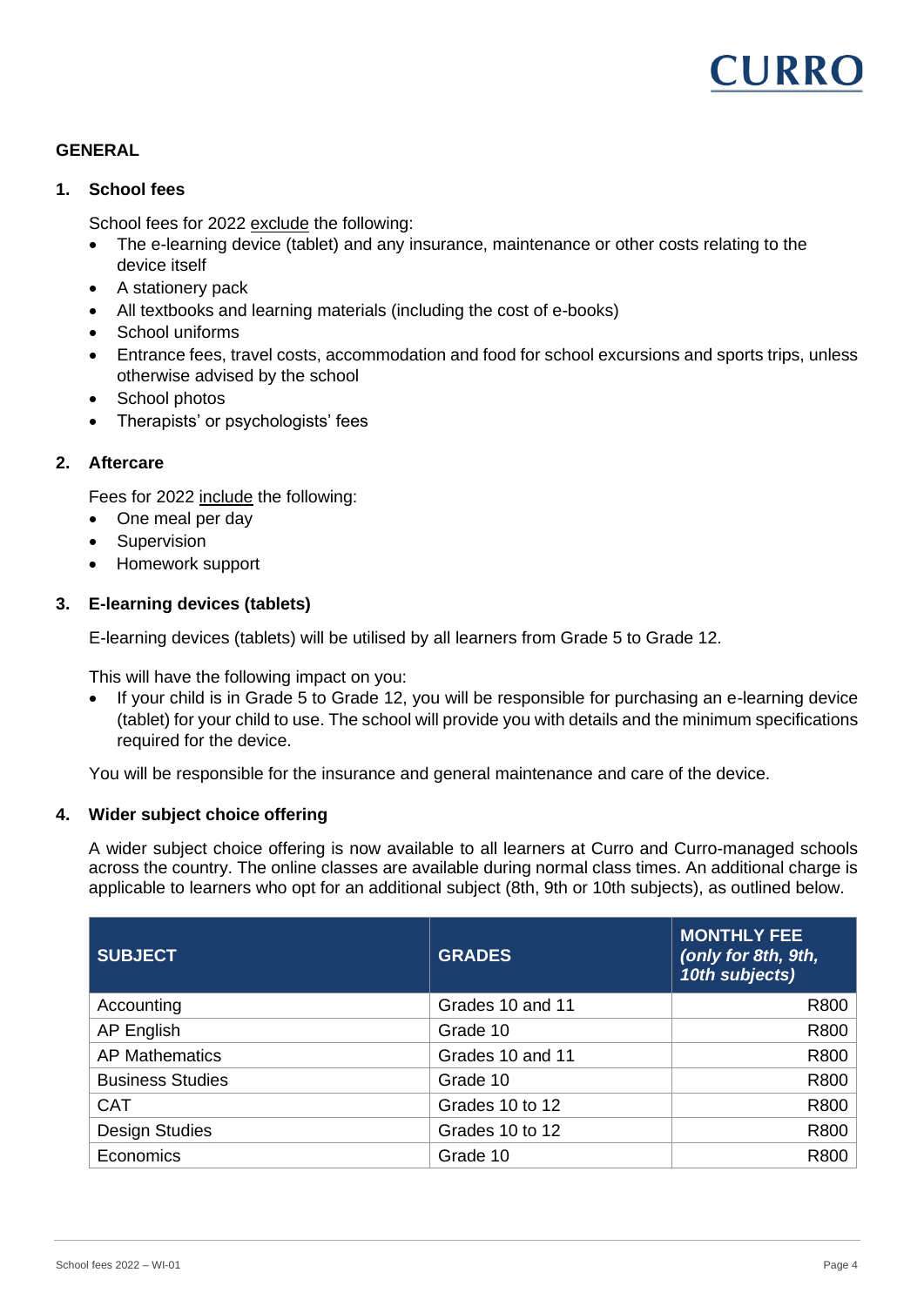## GENERAL

### 1. School fees

School fees for 2022 exclude the following:

- The e-learning device (tablet) and any insurance, maintenance or other costs relating to the device itself
- A stationery pack
- All textbooks and learning materials (including the cost of e-books)
- School uniforms
- Entrance fees, travel costs, accommodation and food for school excursions and sports trips, unless otherwise advised by the school
- School photos
- Therapists' or psychologists' fees

### 2. Aftercare

Fees for 2022 include the following:

- One meal per day
- Supervision
- Homework support

### 3. E-learning devices (tablets)

E-learning devices (tablets) will be utilised by all learners from Grade 5 to Grade 12.

This will have the following impact on you:

- If your child is in Grade 5 to Grade 12, you will be responsible for purchasing an e-learning device (tablet) for your child to use. The school will provide you with details and the minimum specifications required for the device.

You will be responsible for the insurance and general maintenance and care of the device.

### 4. Wider subject choice offering

A wider subject choice offering is now available to all learners at Curro and Curro-managed schools across the country. The online classes are available during normal class times. An additional charge is applicable to learners who opt for an additional subject (8th, 9th or 10th subjects), as outlined below.

| SUBJECT | GRADES | MONTHLY FEE *(only for 8th, 9th, 10th subjects)* |
|---|---|---:|
| Accounting | Grades 10 and 11 | R800 |
| AP English | Grade 10 | R800 |
| AP Mathematics | Grades 10 and 11 | R800 |
| Business Studies | Grade 10 | R800 |
| CAT | Grades 10 to 12 | R800 |
| Design Studies | Grades 10 to 12 | R800 |
| Economics | Grade 10 | R800 |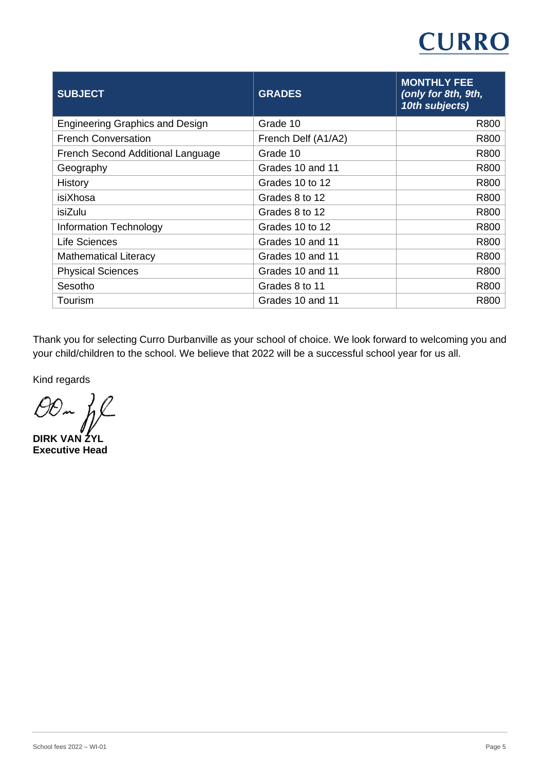| SUBJECT | GRADES | MONTHLY FEE *(only for 8th, 9th, 10th subjects)* |
|---|---|---|
| Engineering Graphics and Design | Grade 10 | R800 |
| French Conversation | French Delf (A1/A2) | R800 |
| French Second Additional Language | Grade 10 | R800 |
| Geography | Grades 10 and 11 | R800 |
| History | Grades 10 to 12 | R800 |
| isiXhosa | Grades 8 to 12 | R800 |
| isiZulu | Grades 8 to 12 | R800 |
| Information Technology | Grades 10 to 12 | R800 |
| Life Sciences | Grades 10 and 11 | R800 |
| Mathematical Literacy | Grades 10 and 11 | R800 |
| Physical Sciences | Grades 10 and 11 | R800 |
| Sesotho | Grades 8 to 11 | R800 |
| Tourism | Grades 10 and 11 | R800 |

Thank you for selecting Curro Durbanville as your school of choice. We look forward to welcoming you and your child/children to the school. We believe that 2022 will be a successful school year for us all.

Kind regards

**DIRK VAN ZYL**
**Executive Head**